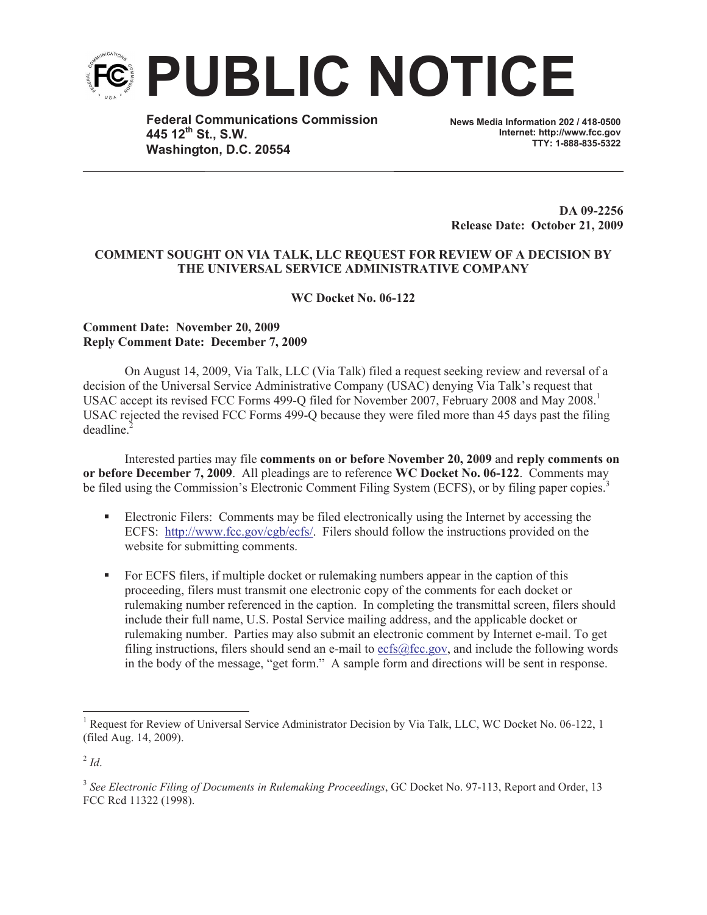# PUBLIC NOTICE

**Federal Communications Commission**
**445 12th St., S.W.**
**Washington, D.C. 20554**

**News Media Information 202 / 418-0500**
**Internet: http://www.fcc.gov**
**TTY: 1-888-835-5322**

**DA 09-2256**
**Release Date: October 21, 2009**

**COMMENT SOUGHT ON VIA TALK, LLC REQUEST FOR REVIEW OF A DECISION BY THE UNIVERSAL SERVICE ADMINISTRATIVE COMPANY**

**WC Docket No. 06-122**

**Comment Date: November 20, 2009**
**Reply Comment Date: December 7, 2009**

On August 14, 2009, Via Talk, LLC (Via Talk) filed a request seeking review and reversal of a decision of the Universal Service Administrative Company (USAC) denying Via Talk's request that USAC accept its revised FCC Forms 499-Q filed for November 2007, February 2008 and May 2008.[1] USAC rejected the revised FCC Forms 499-Q because they were filed more than 45 days past the filing deadline.[2]

Interested parties may file **comments on or before November 20, 2009** and **reply comments on or before December 7, 2009**. All pleadings are to reference **WC Docket No. 06-122**. Comments may be filed using the Commission's Electronic Comment Filing System (ECFS), or by filing paper copies.[3]

- Electronic Filers: Comments may be filed electronically using the Internet by accessing the ECFS: http://www.fcc.gov/cgb/ecfs/. Filers should follow the instructions provided on the website for submitting comments.

- For ECFS filers, if multiple docket or rulemaking numbers appear in the caption of this proceeding, filers must transmit one electronic copy of the comments for each docket or rulemaking number referenced in the caption. In completing the transmittal screen, filers should include their full name, U.S. Postal Service mailing address, and the applicable docket or rulemaking number. Parties may also submit an electronic comment by Internet e-mail. To get filing instructions, filers should send an e-mail to ecfs@fcc.gov, and include the following words in the body of the message, "get form." A sample form and directions will be sent in response.

---

[1] Request for Review of Universal Service Administrator Decision by Via Talk, LLC, WC Docket No. 06-122, 1 (filed Aug. 14, 2009).

[2] *Id*.

[3] *See Electronic Filing of Documents in Rulemaking Proceedings*, GC Docket No. 97-113, Report and Order, 13 FCC Rcd 11322 (1998).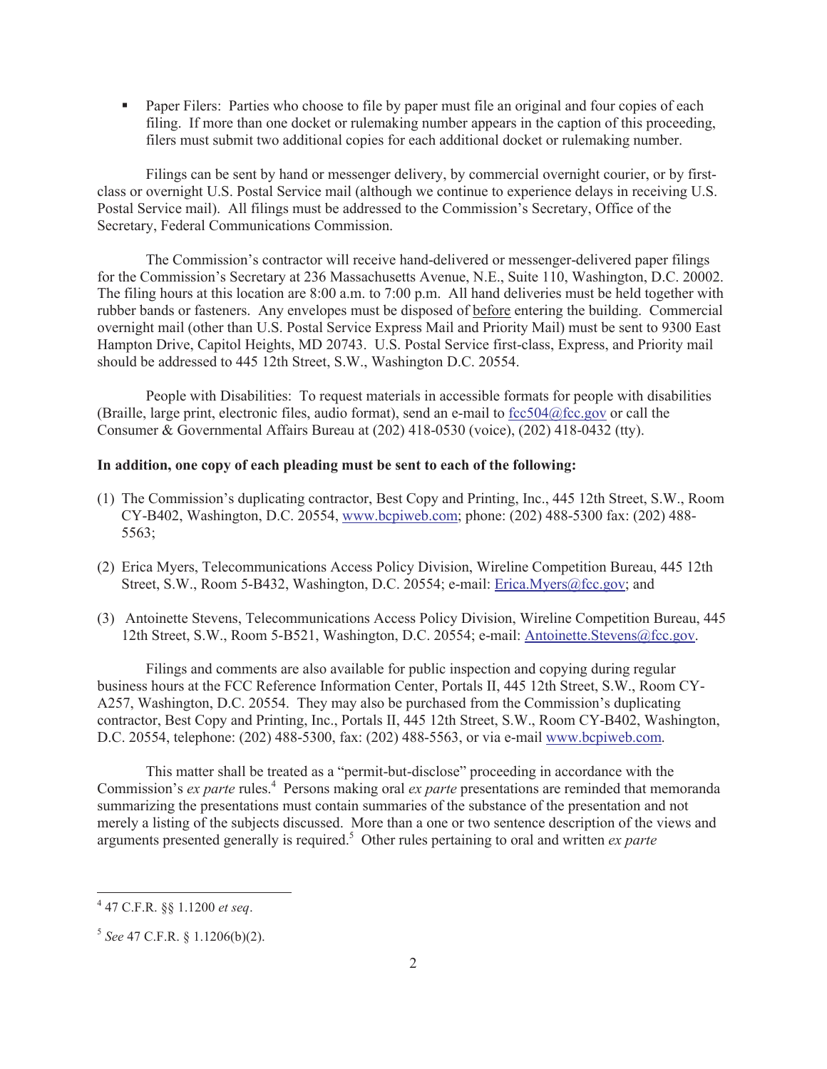- Paper Filers: Parties who choose to file by paper must file an original and four copies of each filing. If more than one docket or rulemaking number appears in the caption of this proceeding, filers must submit two additional copies for each additional docket or rulemaking number.

Filings can be sent by hand or messenger delivery, by commercial overnight courier, or by first-class or overnight U.S. Postal Service mail (although we continue to experience delays in receiving U.S. Postal Service mail). All filings must be addressed to the Commission's Secretary, Office of the Secretary, Federal Communications Commission.

The Commission's contractor will receive hand-delivered or messenger-delivered paper filings for the Commission's Secretary at 236 Massachusetts Avenue, N.E., Suite 110, Washington, D.C. 20002. The filing hours at this location are 8:00 a.m. to 7:00 p.m. All hand deliveries must be held together with rubber bands or fasteners. Any envelopes must be disposed of before entering the building. Commercial overnight mail (other than U.S. Postal Service Express Mail and Priority Mail) must be sent to 9300 East Hampton Drive, Capitol Heights, MD 20743. U.S. Postal Service first-class, Express, and Priority mail should be addressed to 445 12th Street, S.W., Washington D.C. 20554.

People with Disabilities: To request materials in accessible formats for people with disabilities (Braille, large print, electronic files, audio format), send an e-mail to fcc504@fcc.gov or call the Consumer & Governmental Affairs Bureau at (202) 418-0530 (voice), (202) 418-0432 (tty).

**In addition, one copy of each pleading must be sent to each of the following:**

(1) The Commission's duplicating contractor, Best Copy and Printing, Inc., 445 12th Street, S.W., Room CY-B402, Washington, D.C. 20554, www.bcpiweb.com; phone: (202) 488-5300 fax: (202) 488-5563;

(2) Erica Myers, Telecommunications Access Policy Division, Wireline Competition Bureau, 445 12th Street, S.W., Room 5-B432, Washington, D.C. 20554; e-mail: Erica.Myers@fcc.gov; and

(3) Antoinette Stevens, Telecommunications Access Policy Division, Wireline Competition Bureau, 445 12th Street, S.W., Room 5-B521, Washington, D.C. 20554; e-mail: Antoinette.Stevens@fcc.gov.

Filings and comments are also available for public inspection and copying during regular business hours at the FCC Reference Information Center, Portals II, 445 12th Street, S.W., Room CY-A257, Washington, D.C. 20554. They may also be purchased from the Commission's duplicating contractor, Best Copy and Printing, Inc., Portals II, 445 12th Street, S.W., Room CY-B402, Washington, D.C. 20554, telephone: (202) 488-5300, fax: (202) 488-5563, or via e-mail www.bcpiweb.com.

This matter shall be treated as a "permit-but-disclose" proceeding in accordance with the Commission's *ex parte* rules.[4] Persons making oral *ex parte* presentations are reminded that memoranda summarizing the presentations must contain summaries of the substance of the presentation and not merely a listing of the subjects discussed. More than a one or two sentence description of the views and arguments presented generally is required.[5] Other rules pertaining to oral and written *ex parte*

---

[4] 47 C.F.R. §§ 1.1200 *et seq*.

[5] *See* 47 C.F.R. § 1.1206(b)(2).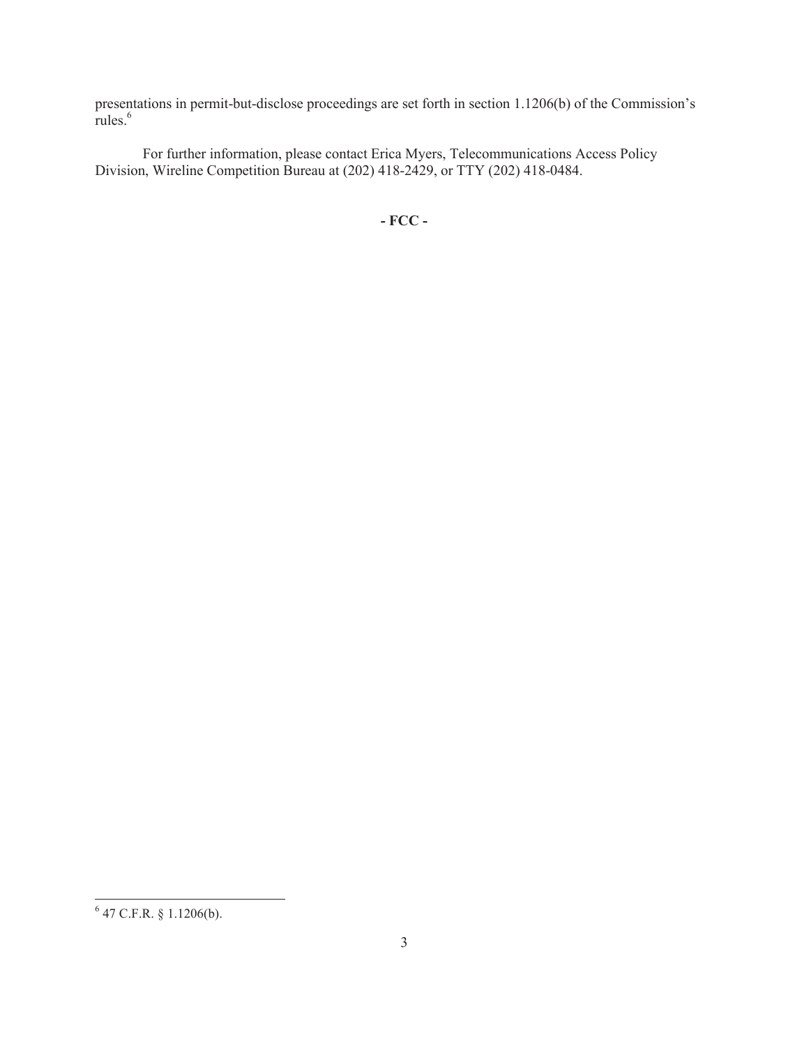presentations in permit-but-disclose proceedings are set forth in section 1.1206(b) of the Commission's rules.[6]

For further information, please contact Erica Myers, Telecommunications Access Policy Division, Wireline Competition Bureau at (202) 418-2429, or TTY (202) 418-0484.

**- FCC -**

---

[6] 47 C.F.R. § 1.1206(b).